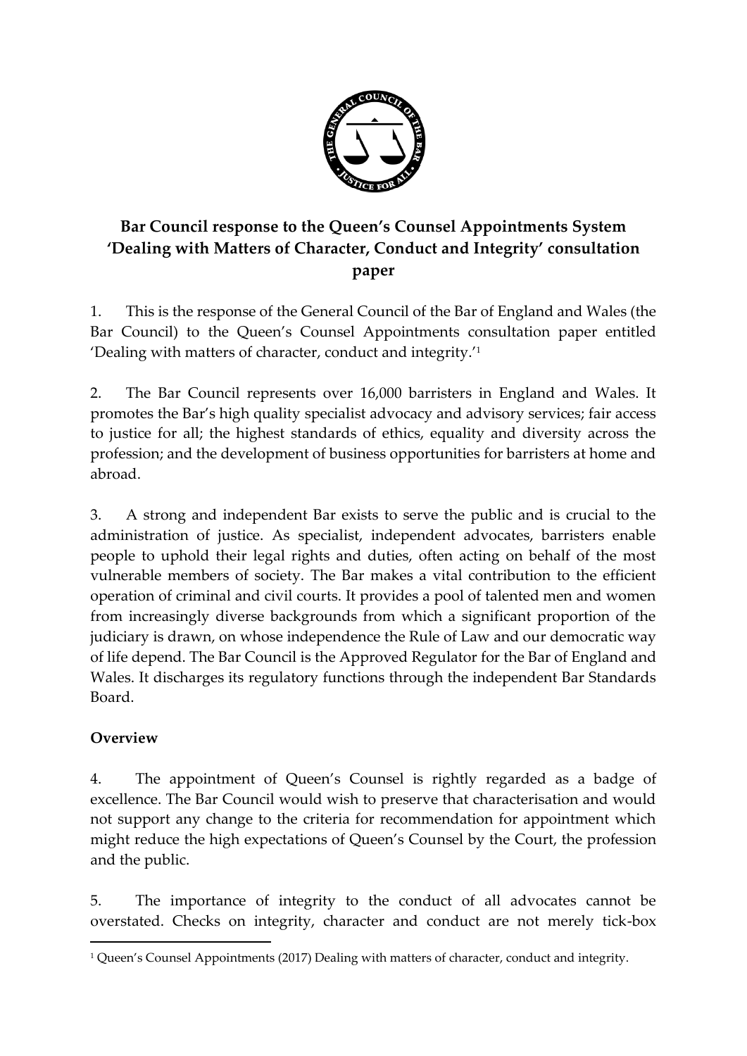# Bar Council response to the Queen's Counsel Appointments System 'Dealing with Matters of Character, Conduct and Integrity' consultation paper

1. This is the response of the General Council of the Bar of England and Wales (the Bar Council) to the Queen's Counsel Appointments consultation paper entitled 'Dealing with matters of character, conduct and integrity.'[1]

2. The Bar Council represents over 16,000 barristers in England and Wales. It promotes the Bar's high quality specialist advocacy and advisory services; fair access to justice for all; the highest standards of ethics, equality and diversity across the profession; and the development of business opportunities for barristers at home and abroad.

3. A strong and independent Bar exists to serve the public and is crucial to the administration of justice. As specialist, independent advocates, barristers enable people to uphold their legal rights and duties, often acting on behalf of the most vulnerable members of society. The Bar makes a vital contribution to the efficient operation of criminal and civil courts. It provides a pool of talented men and women from increasingly diverse backgrounds from which a significant proportion of the judiciary is drawn, on whose independence the Rule of Law and our democratic way of life depend. The Bar Council is the Approved Regulator for the Bar of England and Wales. It discharges its regulatory functions through the independent Bar Standards Board.

## Overview

4. The appointment of Queen's Counsel is rightly regarded as a badge of excellence. The Bar Council would wish to preserve that characterisation and would not support any change to the criteria for recommendation for appointment which might reduce the high expectations of Queen's Counsel by the Court, the profession and the public.

5. The importance of integrity to the conduct of all advocates cannot be overstated. Checks on integrity, character and conduct are not merely tick-box

[1] Queen's Counsel Appointments (2017) Dealing with matters of character, conduct and integrity.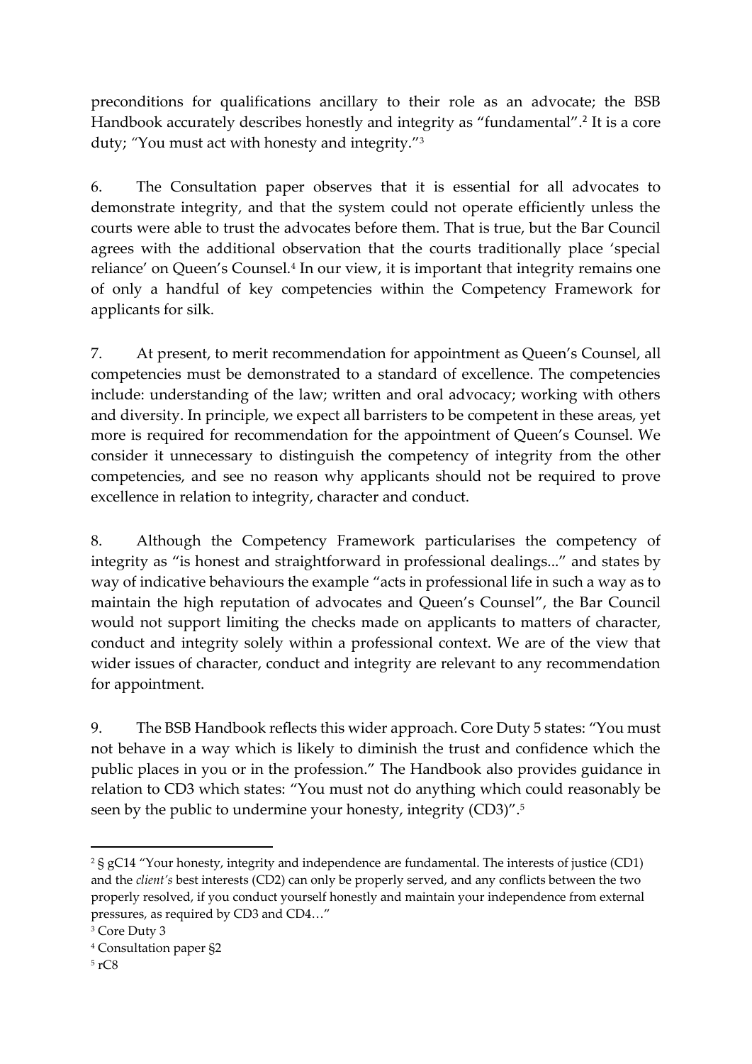preconditions for qualifications ancillary to their role as an advocate; the BSB Handbook accurately describes honestly and integrity as "fundamental".[2] It is a core duty; "You must act with honesty and integrity."[3]

6. The Consultation paper observes that it is essential for all advocates to demonstrate integrity, and that the system could not operate efficiently unless the courts were able to trust the advocates before them. That is true, but the Bar Council agrees with the additional observation that the courts traditionally place 'special reliance' on Queen's Counsel.[4] In our view, it is important that integrity remains one of only a handful of key competencies within the Competency Framework for applicants for silk.

7. At present, to merit recommendation for appointment as Queen's Counsel, all competencies must be demonstrated to a standard of excellence. The competencies include: understanding of the law; written and oral advocacy; working with others and diversity. In principle, we expect all barristers to be competent in these areas, yet more is required for recommendation for the appointment of Queen's Counsel. We consider it unnecessary to distinguish the competency of integrity from the other competencies, and see no reason why applicants should not be required to prove excellence in relation to integrity, character and conduct.

8. Although the Competency Framework particularises the competency of integrity as "is honest and straightforward in professional dealings..." and states by way of indicative behaviours the example "acts in professional life in such a way as to maintain the high reputation of advocates and Queen's Counsel", the Bar Council would not support limiting the checks made on applicants to matters of character, conduct and integrity solely within a professional context. We are of the view that wider issues of character, conduct and integrity are relevant to any recommendation for appointment.

9. The BSB Handbook reflects this wider approach. Core Duty 5 states: "You must not behave in a way which is likely to diminish the trust and confidence which the public places in you or in the profession." The Handbook also provides guidance in relation to CD3 which states: "You must not do anything which could reasonably be seen by the public to undermine your honesty, integrity (CD3)".[5]

---

[2] § gC14 "Your honesty, integrity and independence are fundamental. The interests of justice (CD1) and the *client's* best interests (CD2) can only be properly served, and any conflicts between the two properly resolved, if you conduct yourself honestly and maintain your independence from external pressures, as required by CD3 and CD4…"

[3] Core Duty 3

[4] Consultation paper §2

[5] rC8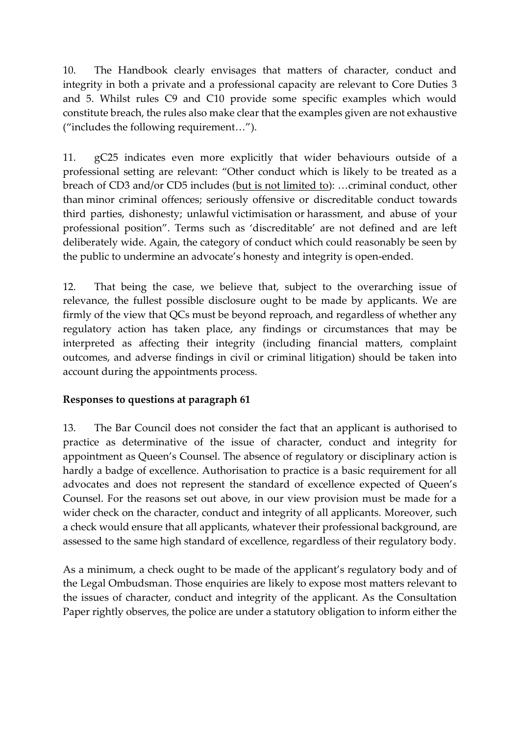10. The Handbook clearly envisages that matters of character, conduct and integrity in both a private and a professional capacity are relevant to Core Duties 3 and 5. Whilst rules C9 and C10 provide some specific examples which would constitute breach, the rules also make clear that the examples given are not exhaustive ("includes the following requirement…").

11. gC25 indicates even more explicitly that wider behaviours outside of a professional setting are relevant: "Other conduct which is likely to be treated as a breach of CD3 and/or CD5 includes (<u>but is not limited to</u>): …criminal conduct, other than minor criminal offences; seriously offensive or discreditable conduct towards third parties, dishonesty; unlawful victimisation or harassment, and abuse of your professional position". Terms such as 'discreditable' are not defined and are left deliberately wide. Again, the category of conduct which could reasonably be seen by the public to undermine an advocate's honesty and integrity is open-ended.

12. That being the case, we believe that, subject to the overarching issue of relevance, the fullest possible disclosure ought to be made by applicants. We are firmly of the view that QCs must be beyond reproach, and regardless of whether any regulatory action has taken place, any findings or circumstances that may be interpreted as affecting their integrity (including financial matters, complaint outcomes, and adverse findings in civil or criminal litigation) should be taken into account during the appointments process.

**Responses to questions at paragraph 61**

13. The Bar Council does not consider the fact that an applicant is authorised to practice as determinative of the issue of character, conduct and integrity for appointment as Queen's Counsel. The absence of regulatory or disciplinary action is hardly a badge of excellence. Authorisation to practice is a basic requirement for all advocates and does not represent the standard of excellence expected of Queen's Counsel. For the reasons set out above, in our view provision must be made for a wider check on the character, conduct and integrity of all applicants. Moreover, such a check would ensure that all applicants, whatever their professional background, are assessed to the same high standard of excellence, regardless of their regulatory body.

As a minimum, a check ought to be made of the applicant's regulatory body and of the Legal Ombudsman. Those enquiries are likely to expose most matters relevant to the issues of character, conduct and integrity of the applicant. As the Consultation Paper rightly observes, the police are under a statutory obligation to inform either the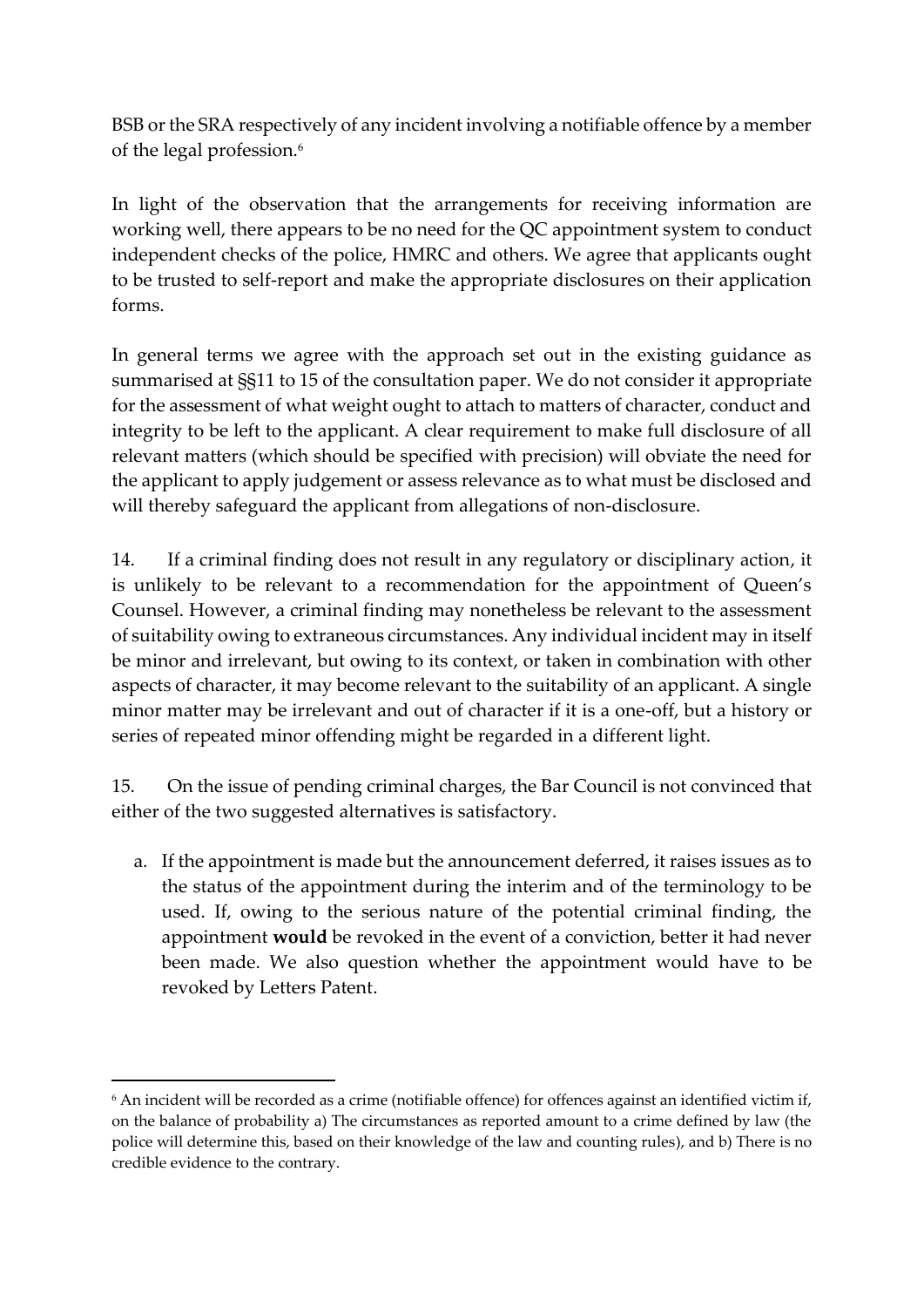BSB or the SRA respectively of any incident involving a notifiable offence by a member of the legal profession.[6]

In light of the observation that the arrangements for receiving information are working well, there appears to be no need for the QC appointment system to conduct independent checks of the police, HMRC and others. We agree that applicants ought to be trusted to self-report and make the appropriate disclosures on their application forms.

In general terms we agree with the approach set out in the existing guidance as summarised at §§11 to 15 of the consultation paper. We do not consider it appropriate for the assessment of what weight ought to attach to matters of character, conduct and integrity to be left to the applicant. A clear requirement to make full disclosure of all relevant matters (which should be specified with precision) will obviate the need for the applicant to apply judgement or assess relevance as to what must be disclosed and will thereby safeguard the applicant from allegations of non-disclosure.

14. If a criminal finding does not result in any regulatory or disciplinary action, it is unlikely to be relevant to a recommendation for the appointment of Queen's Counsel. However, a criminal finding may nonetheless be relevant to the assessment of suitability owing to extraneous circumstances. Any individual incident may in itself be minor and irrelevant, but owing to its context, or taken in combination with other aspects of character, it may become relevant to the suitability of an applicant. A single minor matter may be irrelevant and out of character if it is a one-off, but a history or series of repeated minor offending might be regarded in a different light.

15. On the issue of pending criminal charges, the Bar Council is not convinced that either of the two suggested alternatives is satisfactory.

a. If the appointment is made but the announcement deferred, it raises issues as to the status of the appointment during the interim and of the terminology to be used. If, owing to the serious nature of the potential criminal finding, the appointment **would** be revoked in the event of a conviction, better it had never been made. We also question whether the appointment would have to be revoked by Letters Patent.

---

[6] An incident will be recorded as a crime (notifiable offence) for offences against an identified victim if, on the balance of probability a) The circumstances as reported amount to a crime defined by law (the police will determine this, based on their knowledge of the law and counting rules), and b) There is no credible evidence to the contrary.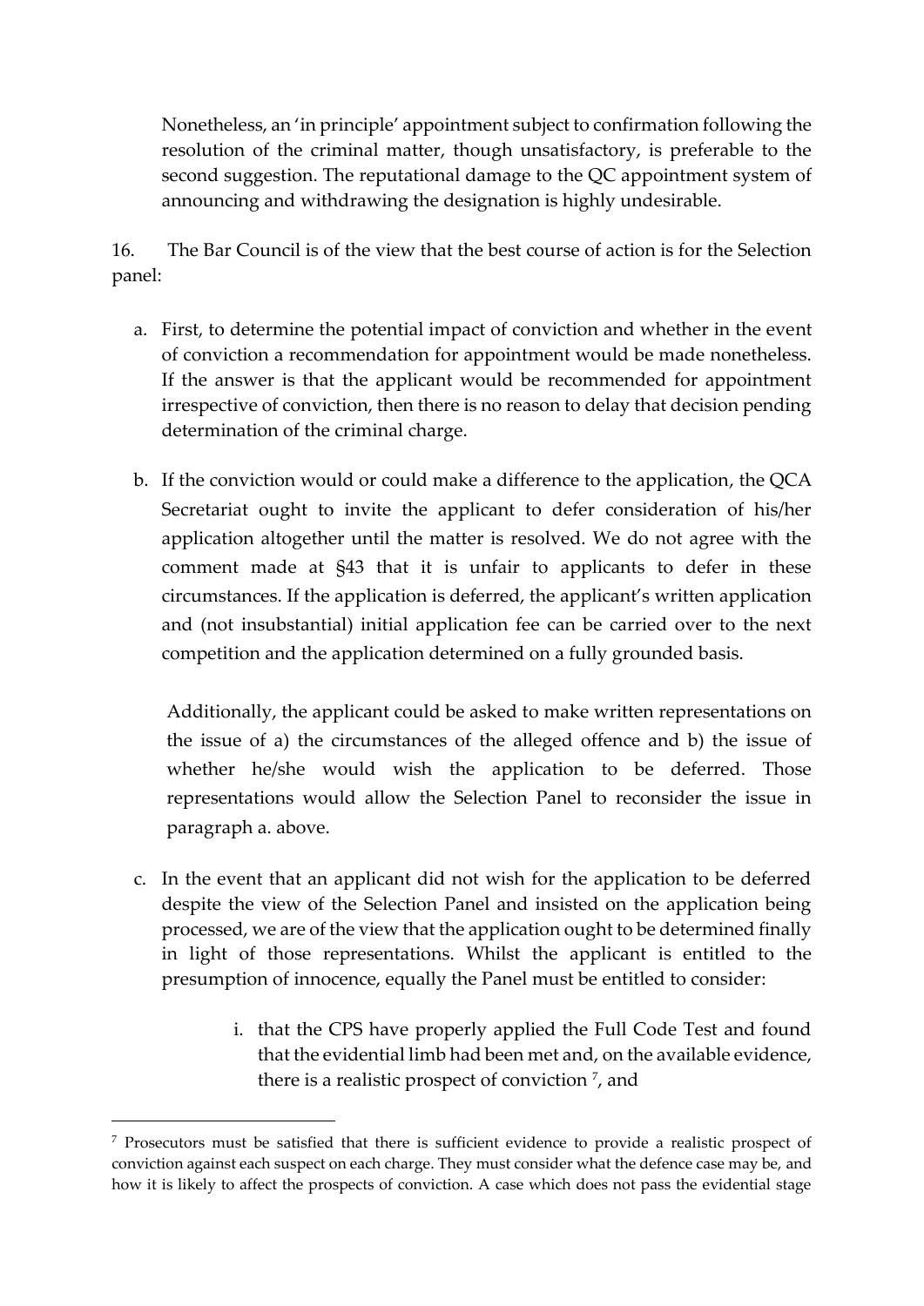Nonetheless, an 'in principle' appointment subject to confirmation following the resolution of the criminal matter, though unsatisfactory, is preferable to the second suggestion. The reputational damage to the QC appointment system of announcing and withdrawing the designation is highly undesirable.

16. The Bar Council is of the view that the best course of action is for the Selection panel:

a. First, to determine the potential impact of conviction and whether in the event of conviction a recommendation for appointment would be made nonetheless. If the answer is that the applicant would be recommended for appointment irrespective of conviction, then there is no reason to delay that decision pending determination of the criminal charge.

b. If the conviction would or could make a difference to the application, the QCA Secretariat ought to invite the applicant to defer consideration of his/her application altogether until the matter is resolved. We do not agree with the comment made at §43 that it is unfair to applicants to defer in these circumstances. If the application is deferred, the applicant's written application and (not insubstantial) initial application fee can be carried over to the next competition and the application determined on a fully grounded basis.

   Additionally, the applicant could be asked to make written representations on the issue of a) the circumstances of the alleged offence and b) the issue of whether he/she would wish the application to be deferred. Those representations would allow the Selection Panel to reconsider the issue in paragraph a. above.

c. In the event that an applicant did not wish for the application to be deferred despite the view of the Selection Panel and insisted on the application being processed, we are of the view that the application ought to be determined finally in light of those representations. Whilst the applicant is entitled to the presumption of innocence, equally the Panel must be entitled to consider:

   i. that the CPS have properly applied the Full Code Test and found that the evidential limb had been met and, on the available evidence, there is a realistic prospect of conviction [7], and

---

[7] Prosecutors must be satisfied that there is sufficient evidence to provide a realistic prospect of conviction against each suspect on each charge. They must consider what the defence case may be, and how it is likely to affect the prospects of conviction. A case which does not pass the evidential stage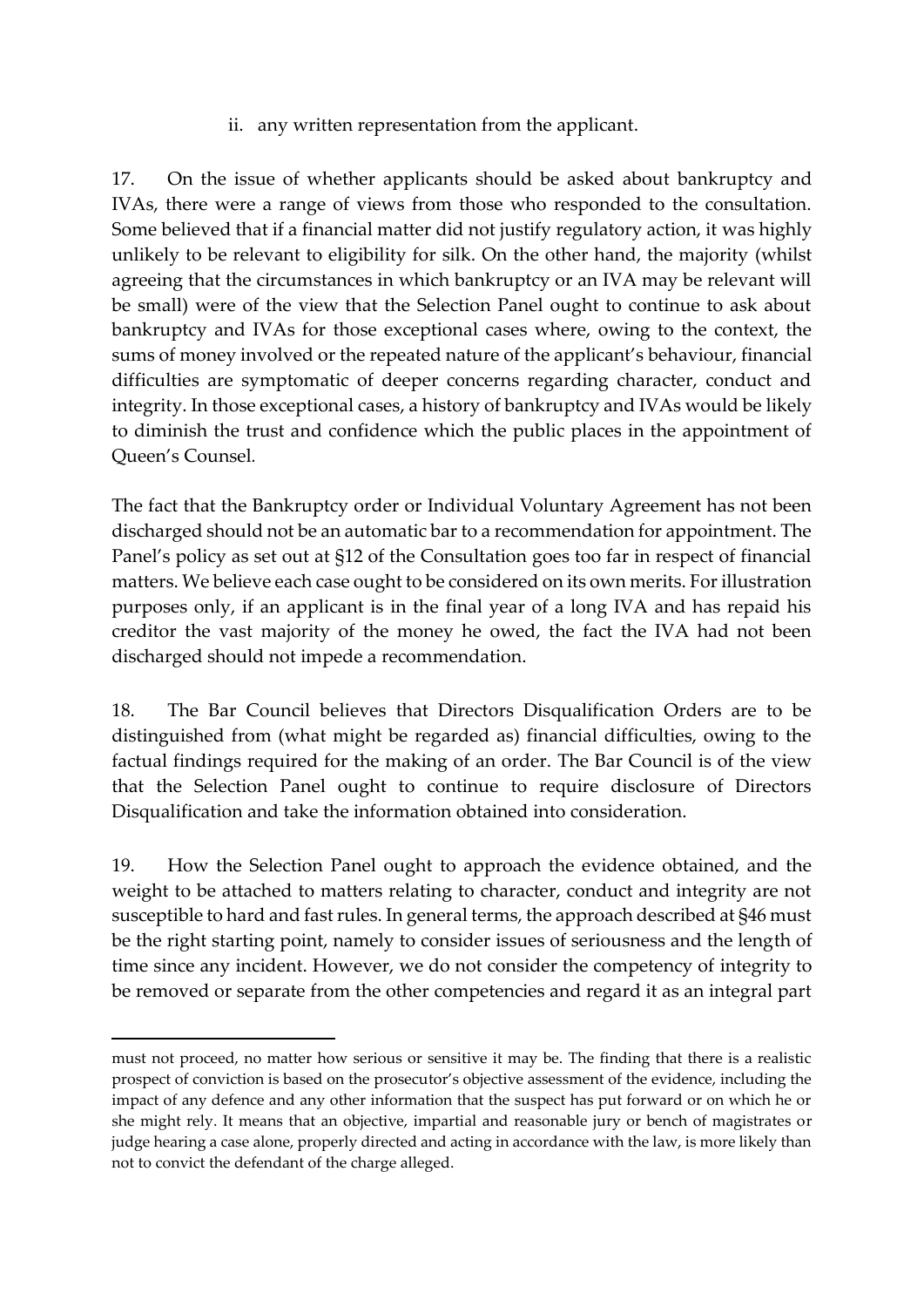ii. any written representation from the applicant.

17. On the issue of whether applicants should be asked about bankruptcy and IVAs, there were a range of views from those who responded to the consultation. Some believed that if a financial matter did not justify regulatory action, it was highly unlikely to be relevant to eligibility for silk. On the other hand, the majority (whilst agreeing that the circumstances in which bankruptcy or an IVA may be relevant will be small) were of the view that the Selection Panel ought to continue to ask about bankruptcy and IVAs for those exceptional cases where, owing to the context, the sums of money involved or the repeated nature of the applicant's behaviour, financial difficulties are symptomatic of deeper concerns regarding character, conduct and integrity. In those exceptional cases, a history of bankruptcy and IVAs would be likely to diminish the trust and confidence which the public places in the appointment of Queen's Counsel.

The fact that the Bankruptcy order or Individual Voluntary Agreement has not been discharged should not be an automatic bar to a recommendation for appointment. The Panel's policy as set out at §12 of the Consultation goes too far in respect of financial matters. We believe each case ought to be considered on its own merits. For illustration purposes only, if an applicant is in the final year of a long IVA and has repaid his creditor the vast majority of the money he owed, the fact the IVA had not been discharged should not impede a recommendation.

18. The Bar Council believes that Directors Disqualification Orders are to be distinguished from (what might be regarded as) financial difficulties, owing to the factual findings required for the making of an order. The Bar Council is of the view that the Selection Panel ought to continue to require disclosure of Directors Disqualification and take the information obtained into consideration.

19. How the Selection Panel ought to approach the evidence obtained, and the weight to be attached to matters relating to character, conduct and integrity are not susceptible to hard and fast rules. In general terms, the approach described at §46 must be the right starting point, namely to consider issues of seriousness and the length of time since any incident. However, we do not consider the competency of integrity to be removed or separate from the other competencies and regard it as an integral part

---

must not proceed, no matter how serious or sensitive it may be. The finding that there is a realistic prospect of conviction is based on the prosecutor's objective assessment of the evidence, including the impact of any defence and any other information that the suspect has put forward or on which he or she might rely. It means that an objective, impartial and reasonable jury or bench of magistrates or judge hearing a case alone, properly directed and acting in accordance with the law, is more likely than not to convict the defendant of the charge alleged.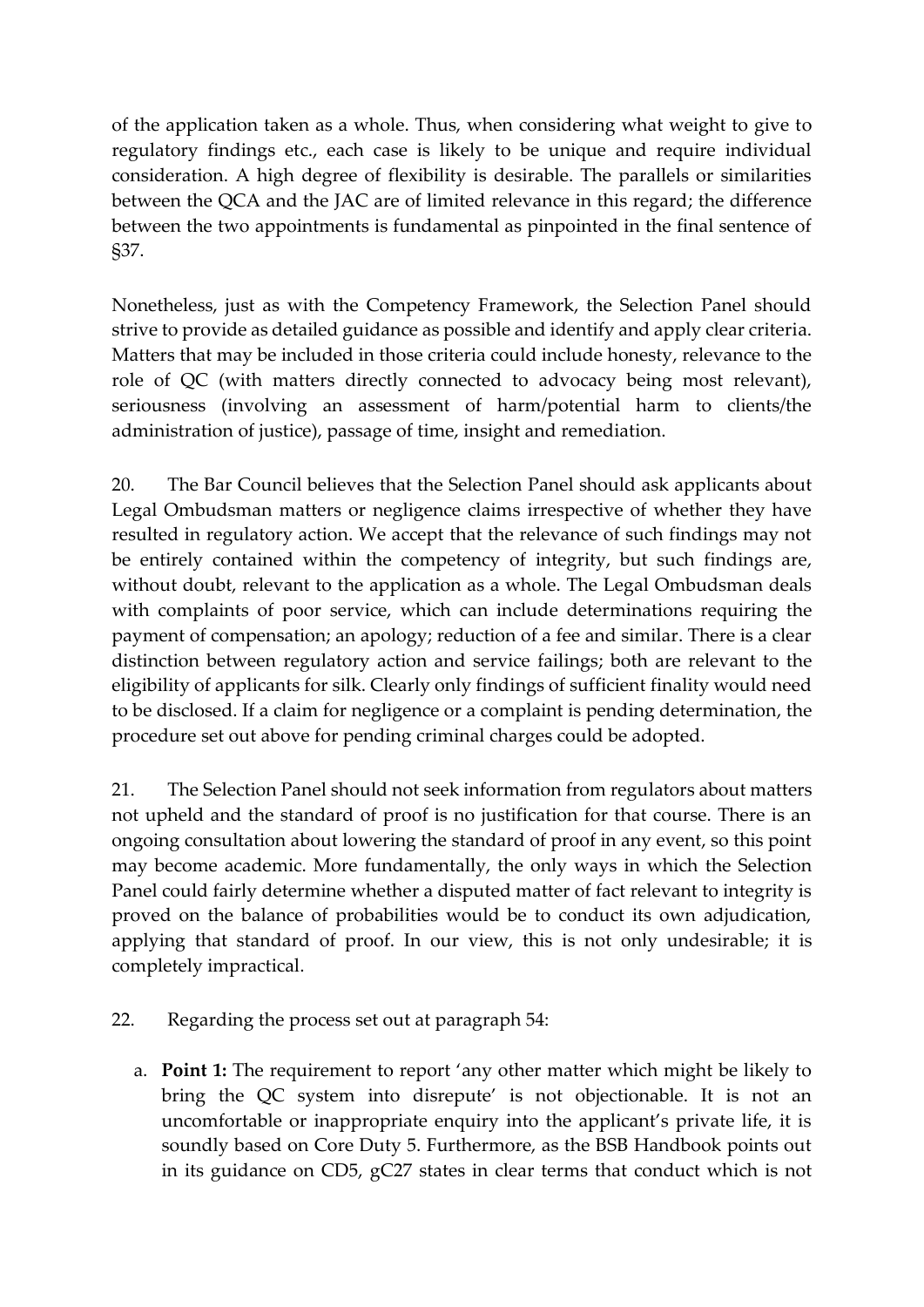of the application taken as a whole. Thus, when considering what weight to give to regulatory findings etc., each case is likely to be unique and require individual consideration. A high degree of flexibility is desirable. The parallels or similarities between the QCA and the JAC are of limited relevance in this regard; the difference between the two appointments is fundamental as pinpointed in the final sentence of §37.

Nonetheless, just as with the Competency Framework, the Selection Panel should strive to provide as detailed guidance as possible and identify and apply clear criteria. Matters that may be included in those criteria could include honesty, relevance to the role of QC (with matters directly connected to advocacy being most relevant), seriousness (involving an assessment of harm/potential harm to clients/the administration of justice), passage of time, insight and remediation.

20. The Bar Council believes that the Selection Panel should ask applicants about Legal Ombudsman matters or negligence claims irrespective of whether they have resulted in regulatory action. We accept that the relevance of such findings may not be entirely contained within the competency of integrity, but such findings are, without doubt, relevant to the application as a whole. The Legal Ombudsman deals with complaints of poor service, which can include determinations requiring the payment of compensation; an apology; reduction of a fee and similar. There is a clear distinction between regulatory action and service failings; both are relevant to the eligibility of applicants for silk. Clearly only findings of sufficient finality would need to be disclosed. If a claim for negligence or a complaint is pending determination, the procedure set out above for pending criminal charges could be adopted.

21. The Selection Panel should not seek information from regulators about matters not upheld and the standard of proof is no justification for that course. There is an ongoing consultation about lowering the standard of proof in any event, so this point may become academic. More fundamentally, the only ways in which the Selection Panel could fairly determine whether a disputed matter of fact relevant to integrity is proved on the balance of probabilities would be to conduct its own adjudication, applying that standard of proof. In our view, this is not only undesirable; it is completely impractical.

22. Regarding the process set out at paragraph 54:

a. **Point 1:** The requirement to report 'any other matter which might be likely to bring the QC system into disrepute' is not objectionable. It is not an uncomfortable or inappropriate enquiry into the applicant's private life, it is soundly based on Core Duty 5. Furthermore, as the BSB Handbook points out in its guidance on CD5, gC27 states in clear terms that conduct which is not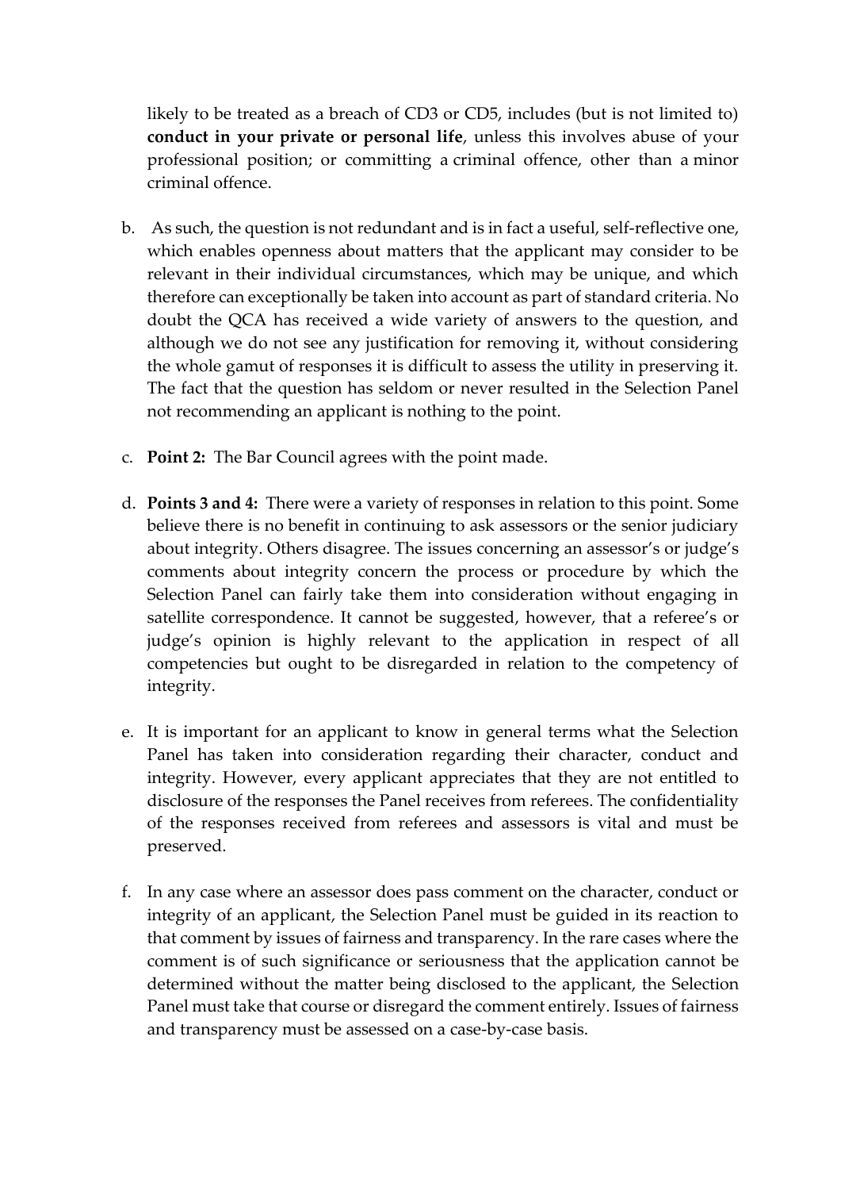likely to be treated as a breach of CD3 or CD5, includes (but is not limited to) **conduct in your private or personal life**, unless this involves abuse of your professional position; or committing a criminal offence, other than a minor criminal offence.

b. As such, the question is not redundant and is in fact a useful, self-reflective one, which enables openness about matters that the applicant may consider to be relevant in their individual circumstances, which may be unique, and which therefore can exceptionally be taken into account as part of standard criteria. No doubt the QCA has received a wide variety of answers to the question, and although we do not see any justification for removing it, without considering the whole gamut of responses it is difficult to assess the utility in preserving it. The fact that the question has seldom or never resulted in the Selection Panel not recommending an applicant is nothing to the point.

c. **Point 2:** The Bar Council agrees with the point made.

d. **Points 3 and 4:** There were a variety of responses in relation to this point. Some believe there is no benefit in continuing to ask assessors or the senior judiciary about integrity. Others disagree. The issues concerning an assessor's or judge's comments about integrity concern the process or procedure by which the Selection Panel can fairly take them into consideration without engaging in satellite correspondence. It cannot be suggested, however, that a referee's or judge's opinion is highly relevant to the application in respect of all competencies but ought to be disregarded in relation to the competency of integrity.

e. It is important for an applicant to know in general terms what the Selection Panel has taken into consideration regarding their character, conduct and integrity. However, every applicant appreciates that they are not entitled to disclosure of the responses the Panel receives from referees. The confidentiality of the responses received from referees and assessors is vital and must be preserved.

f. In any case where an assessor does pass comment on the character, conduct or integrity of an applicant, the Selection Panel must be guided in its reaction to that comment by issues of fairness and transparency. In the rare cases where the comment is of such significance or seriousness that the application cannot be determined without the matter being disclosed to the applicant, the Selection Panel must take that course or disregard the comment entirely. Issues of fairness and transparency must be assessed on a case-by-case basis.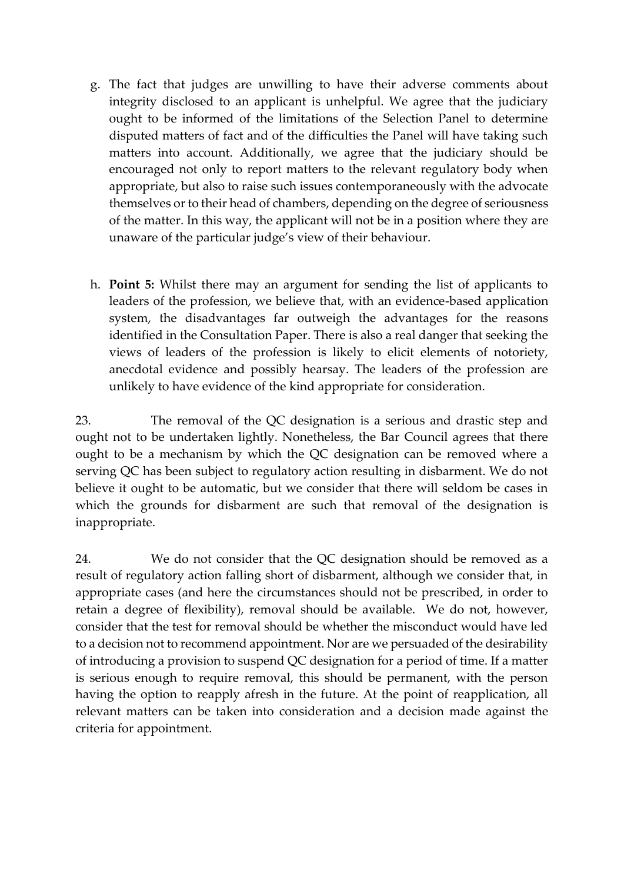g. The fact that judges are unwilling to have their adverse comments about integrity disclosed to an applicant is unhelpful. We agree that the judiciary ought to be informed of the limitations of the Selection Panel to determine disputed matters of fact and of the difficulties the Panel will have taking such matters into account. Additionally, we agree that the judiciary should be encouraged not only to report matters to the relevant regulatory body when appropriate, but also to raise such issues contemporaneously with the advocate themselves or to their head of chambers, depending on the degree of seriousness of the matter. In this way, the applicant will not be in a position where they are unaware of the particular judge's view of their behaviour.

h. **Point 5:** Whilst there may an argument for sending the list of applicants to leaders of the profession, we believe that, with an evidence-based application system, the disadvantages far outweigh the advantages for the reasons identified in the Consultation Paper. There is also a real danger that seeking the views of leaders of the profession is likely to elicit elements of notoriety, anecdotal evidence and possibly hearsay. The leaders of the profession are unlikely to have evidence of the kind appropriate for consideration.

23. The removal of the QC designation is a serious and drastic step and ought not to be undertaken lightly. Nonetheless, the Bar Council agrees that there ought to be a mechanism by which the QC designation can be removed where a serving QC has been subject to regulatory action resulting in disbarment. We do not believe it ought to be automatic, but we consider that there will seldom be cases in which the grounds for disbarment are such that removal of the designation is inappropriate.

24. We do not consider that the QC designation should be removed as a result of regulatory action falling short of disbarment, although we consider that, in appropriate cases (and here the circumstances should not be prescribed, in order to retain a degree of flexibility), removal should be available. We do not, however, consider that the test for removal should be whether the misconduct would have led to a decision not to recommend appointment. Nor are we persuaded of the desirability of introducing a provision to suspend QC designation for a period of time. If a matter is serious enough to require removal, this should be permanent, with the person having the option to reapply afresh in the future. At the point of reapplication, all relevant matters can be taken into consideration and a decision made against the criteria for appointment.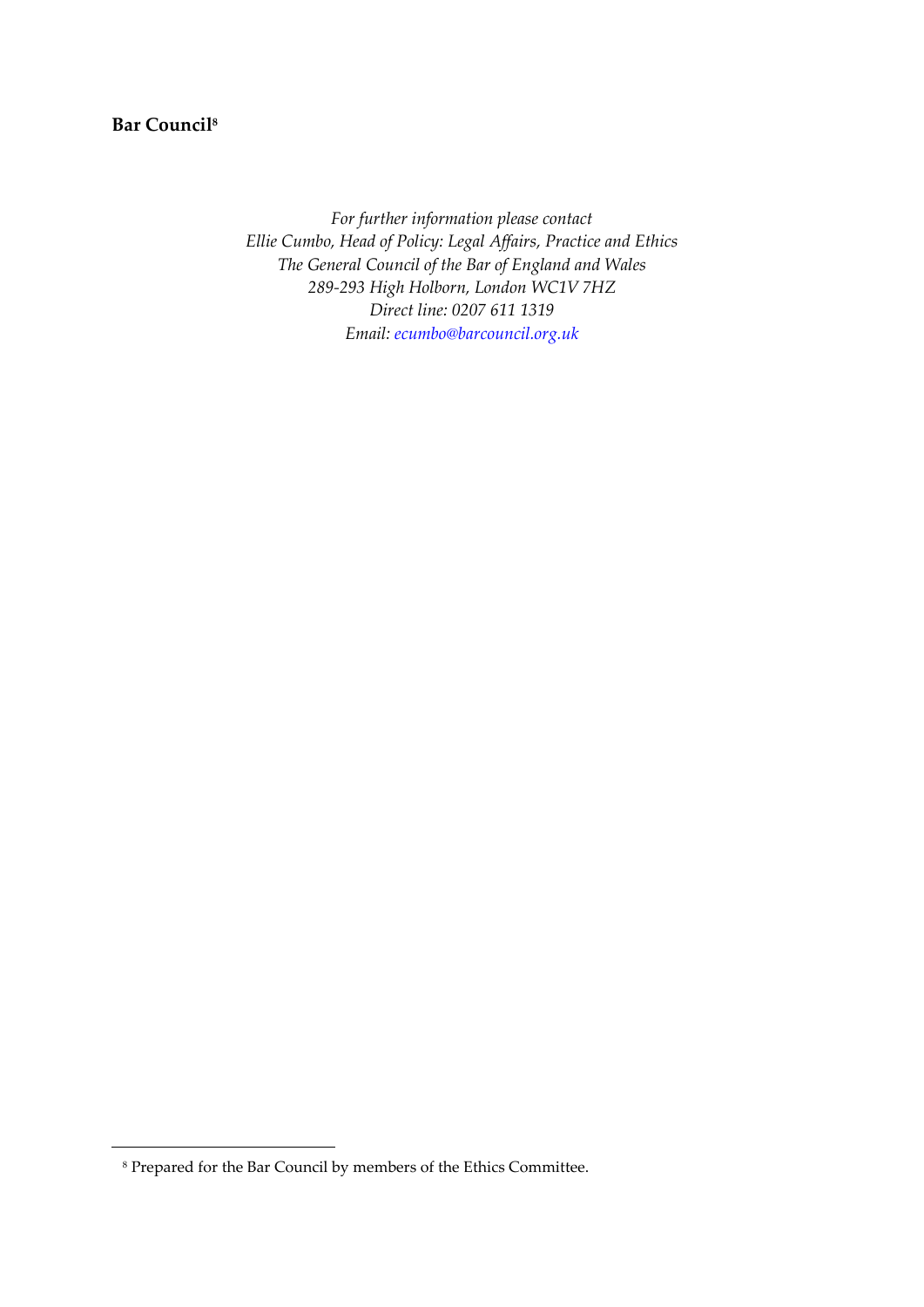**Bar Council**[8]

*For further information please contact*
*Ellie Cumbo, Head of Policy: Legal Affairs, Practice and Ethics*
*The General Council of the Bar of England and Wales*
*289-293 High Holborn, London WC1V 7HZ*
*Direct line: 0207 611 1319*
*Email: ecumbo@barcouncil.org.uk*

[8] Prepared for the Bar Council by members of the Ethics Committee.